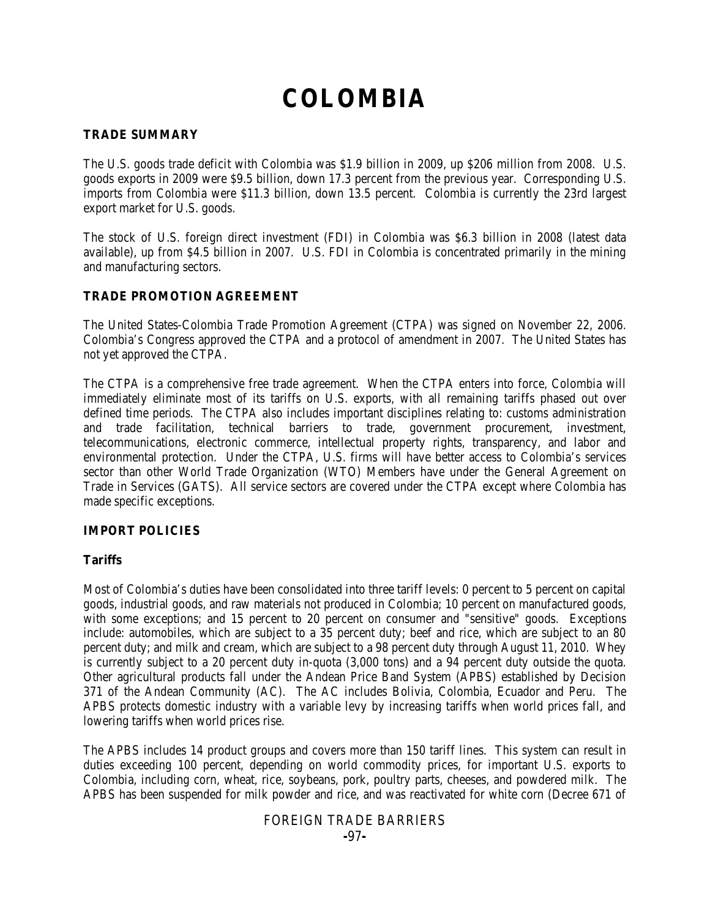# COLOMBIA

## TRADE SUMMARY

The U.S. goods trade deficit with Colombia was $1.9 billion in 2009, up $206 million from 2008. U.S. goods exports in 2009 were $9.5 billion, down 17.3 percent from the previous year. Corresponding U.S. imports from Colombia were $11.3 billion, down 13.5 percent. Colombia is currently the 23rd largest export market for U.S. goods.

The stock of U.S. foreign direct investment (FDI) in Colombia was $6.3 billion in 2008 (latest data available), up from $4.5 billion in 2007. U.S. FDI in Colombia is concentrated primarily in the mining and manufacturing sectors.

## TRADE PROMOTION AGREEMENT

The United States-Colombia Trade Promotion Agreement (CTPA) was signed on November 22, 2006. Colombia's Congress approved the CTPA and a protocol of amendment in 2007. The United States has not yet approved the CTPA.

The CTPA is a comprehensive free trade agreement. When the CTPA enters into force, Colombia will immediately eliminate most of its tariffs on U.S. exports, with all remaining tariffs phased out over defined time periods. The CTPA also includes important disciplines relating to: customs administration and trade facilitation, technical barriers to trade, government procurement, investment, telecommunications, electronic commerce, intellectual property rights, transparency, and labor and environmental protection. Under the CTPA, U.S. firms will have better access to Colombia's services sector than other World Trade Organization (WTO) Members have under the General Agreement on Trade in Services (GATS). All service sectors are covered under the CTPA except where Colombia has made specific exceptions.

## IMPORT POLICIES

### Tariffs

Most of Colombia's duties have been consolidated into three tariff levels: 0 percent to 5 percent on capital goods, industrial goods, and raw materials not produced in Colombia; 10 percent on manufactured goods, with some exceptions; and 15 percent to 20 percent on consumer and "sensitive" goods. Exceptions include: automobiles, which are subject to a 35 percent duty; beef and rice, which are subject to an 80 percent duty; and milk and cream, which are subject to a 98 percent duty through August 11, 2010. Whey is currently subject to a 20 percent duty in-quota (3,000 tons) and a 94 percent duty outside the quota. Other agricultural products fall under the Andean Price Band System (APBS) established by Decision 371 of the Andean Community (AC). The AC includes Bolivia, Colombia, Ecuador and Peru. The APBS protects domestic industry with a variable levy by increasing tariffs when world prices fall, and lowering tariffs when world prices rise.

The APBS includes 14 product groups and covers more than 150 tariff lines. This system can result in duties exceeding 100 percent, depending on world commodity prices, for important U.S. exports to Colombia, including corn, wheat, rice, soybeans, pork, poultry parts, cheeses, and powdered milk. The APBS has been suspended for milk powder and rice, and was reactivated for white corn (Decree 671 of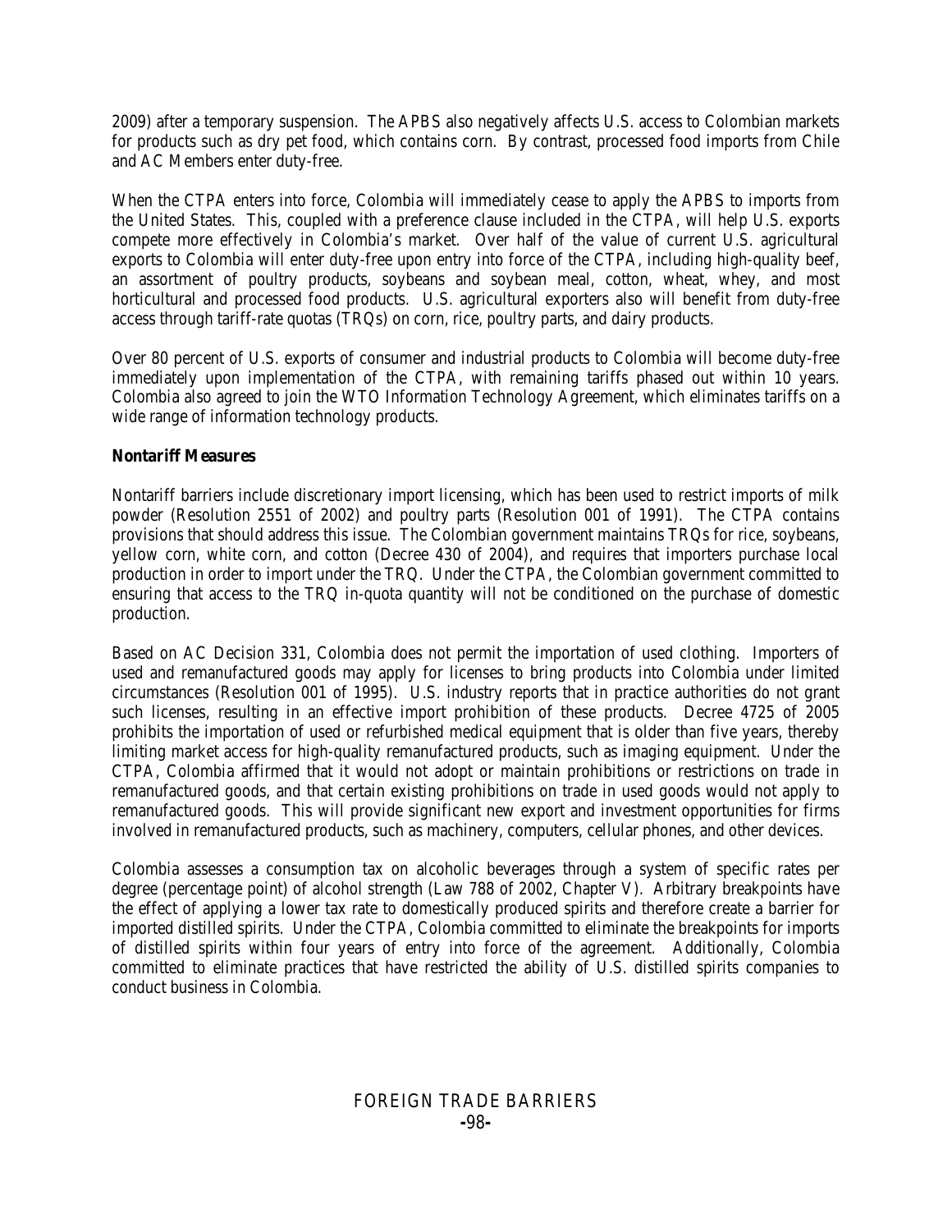2009) after a temporary suspension. The APBS also negatively affects U.S. access to Colombian markets for products such as dry pet food, which contains corn. By contrast, processed food imports from Chile and AC Members enter duty-free.

When the CTPA enters into force, Colombia will immediately cease to apply the APBS to imports from the United States. This, coupled with a preference clause included in the CTPA, will help U.S. exports compete more effectively in Colombia's market. Over half of the value of current U.S. agricultural exports to Colombia will enter duty-free upon entry into force of the CTPA, including high-quality beef, an assortment of poultry products, soybeans and soybean meal, cotton, wheat, whey, and most horticultural and processed food products. U.S. agricultural exporters also will benefit from duty-free access through tariff-rate quotas (TRQs) on corn, rice, poultry parts, and dairy products.

Over 80 percent of U.S. exports of consumer and industrial products to Colombia will become duty-free immediately upon implementation of the CTPA, with remaining tariffs phased out within 10 years. Colombia also agreed to join the WTO Information Technology Agreement, which eliminates tariffs on a wide range of information technology products.

**Nontariff Measures**

Nontariff barriers include discretionary import licensing, which has been used to restrict imports of milk powder (Resolution 2551 of 2002) and poultry parts (Resolution 001 of 1991). The CTPA contains provisions that should address this issue. The Colombian government maintains TRQs for rice, soybeans, yellow corn, white corn, and cotton (Decree 430 of 2004), and requires that importers purchase local production in order to import under the TRQ. Under the CTPA, the Colombian government committed to ensuring that access to the TRQ in-quota quantity will not be conditioned on the purchase of domestic production.

Based on AC Decision 331, Colombia does not permit the importation of used clothing. Importers of used and remanufactured goods may apply for licenses to bring products into Colombia under limited circumstances (Resolution 001 of 1995). U.S. industry reports that in practice authorities do not grant such licenses, resulting in an effective import prohibition of these products. Decree 4725 of 2005 prohibits the importation of used or refurbished medical equipment that is older than five years, thereby limiting market access for high-quality remanufactured products, such as imaging equipment. Under the CTPA, Colombia affirmed that it would not adopt or maintain prohibitions or restrictions on trade in remanufactured goods, and that certain existing prohibitions on trade in used goods would not apply to remanufactured goods. This will provide significant new export and investment opportunities for firms involved in remanufactured products, such as machinery, computers, cellular phones, and other devices.

Colombia assesses a consumption tax on alcoholic beverages through a system of specific rates per degree (percentage point) of alcohol strength (Law 788 of 2002, Chapter V). Arbitrary breakpoints have the effect of applying a lower tax rate to domestically produced spirits and therefore create a barrier for imported distilled spirits. Under the CTPA, Colombia committed to eliminate the breakpoints for imports of distilled spirits within four years of entry into force of the agreement. Additionally, Colombia committed to eliminate practices that have restricted the ability of U.S. distilled spirits companies to conduct business in Colombia.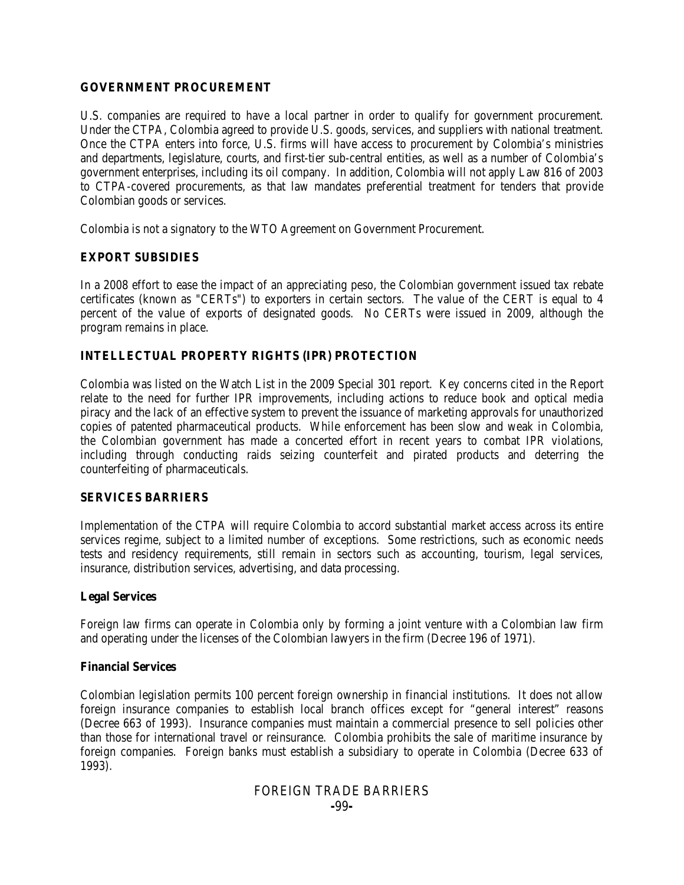## GOVERNMENT PROCUREMENT

U.S. companies are required to have a local partner in order to qualify for government procurement. Under the CTPA, Colombia agreed to provide U.S. goods, services, and suppliers with national treatment. Once the CTPA enters into force, U.S. firms will have access to procurement by Colombia's ministries and departments, legislature, courts, and first-tier sub-central entities, as well as a number of Colombia's government enterprises, including its oil company. In addition, Colombia will not apply Law 816 of 2003 to CTPA-covered procurements, as that law mandates preferential treatment for tenders that provide Colombian goods or services.

Colombia is not a signatory to the WTO Agreement on Government Procurement.

## EXPORT SUBSIDIES

In a 2008 effort to ease the impact of an appreciating peso, the Colombian government issued tax rebate certificates (known as "CERTs") to exporters in certain sectors. The value of the CERT is equal to 4 percent of the value of exports of designated goods. No CERTs were issued in 2009, although the program remains in place.

## INTELLECTUAL PROPERTY RIGHTS (IPR) PROTECTION

Colombia was listed on the Watch List in the 2009 Special 301 report. Key concerns cited in the Report relate to the need for further IPR improvements, including actions to reduce book and optical media piracy and the lack of an effective system to prevent the issuance of marketing approvals for unauthorized copies of patented pharmaceutical products. While enforcement has been slow and weak in Colombia, the Colombian government has made a concerted effort in recent years to combat IPR violations, including through conducting raids seizing counterfeit and pirated products and deterring the counterfeiting of pharmaceuticals.

## SERVICES BARRIERS

Implementation of the CTPA will require Colombia to accord substantial market access across its entire services regime, subject to a limited number of exceptions. Some restrictions, such as economic needs tests and residency requirements, still remain in sectors such as accounting, tourism, legal services, insurance, distribution services, advertising, and data processing.

### Legal Services

Foreign law firms can operate in Colombia only by forming a joint venture with a Colombian law firm and operating under the licenses of the Colombian lawyers in the firm (Decree 196 of 1971).

### Financial Services

Colombian legislation permits 100 percent foreign ownership in financial institutions. It does not allow foreign insurance companies to establish local branch offices except for "general interest" reasons (Decree 663 of 1993). Insurance companies must maintain a commercial presence to sell policies other than those for international travel or reinsurance. Colombia prohibits the sale of maritime insurance by foreign companies. Foreign banks must establish a subsidiary to operate in Colombia (Decree 633 of 1993).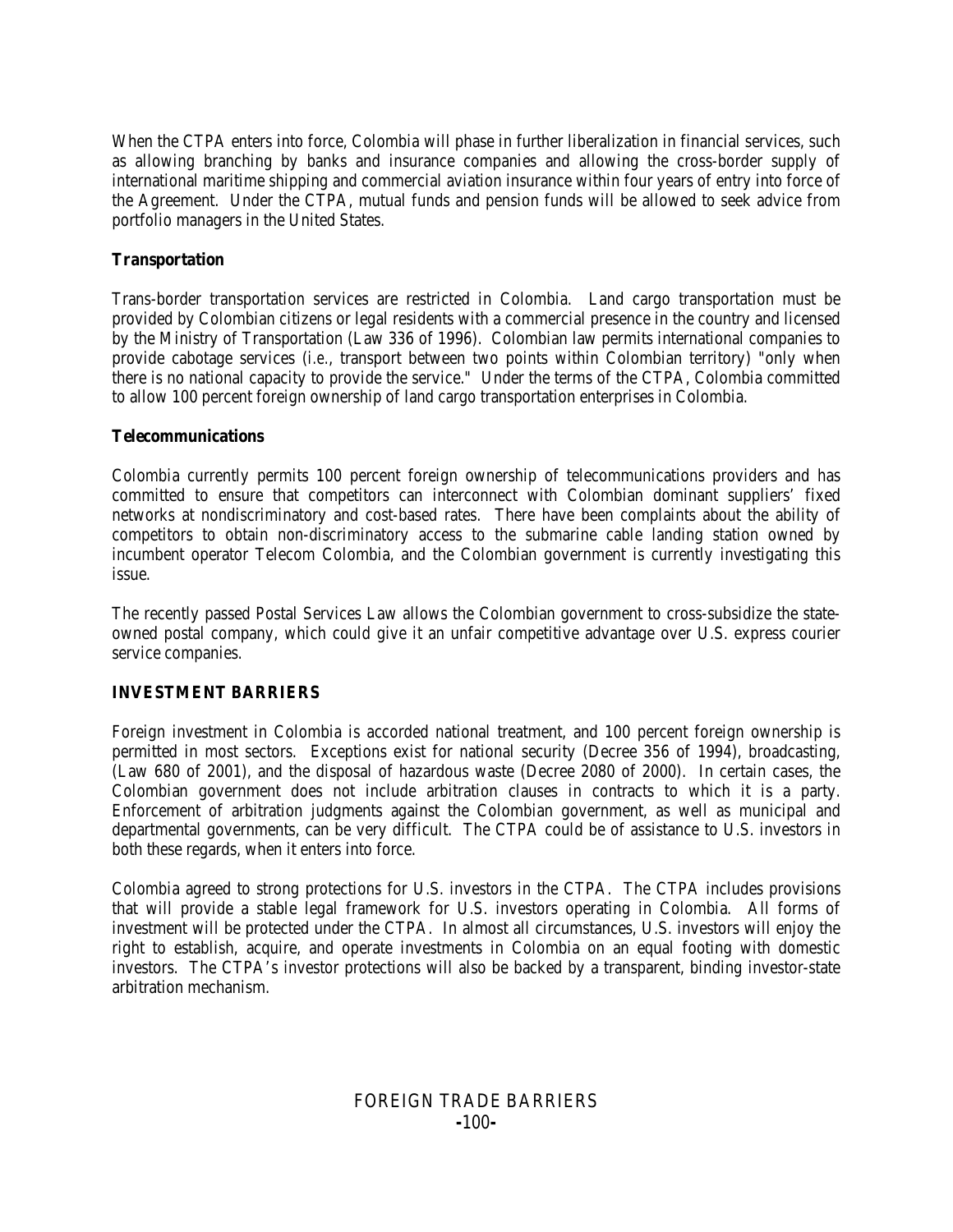When the CTPA enters into force, Colombia will phase in further liberalization in financial services, such as allowing branching by banks and insurance companies and allowing the cross-border supply of international maritime shipping and commercial aviation insurance within four years of entry into force of the Agreement. Under the CTPA, mutual funds and pension funds will be allowed to seek advice from portfolio managers in the United States.

**Transportation**

Trans-border transportation services are restricted in Colombia. Land cargo transportation must be provided by Colombian citizens or legal residents with a commercial presence in the country and licensed by the Ministry of Transportation (Law 336 of 1996). Colombian law permits international companies to provide cabotage services (i.e., transport between two points within Colombian territory) "only when there is no national capacity to provide the service." Under the terms of the CTPA, Colombia committed to allow 100 percent foreign ownership of land cargo transportation enterprises in Colombia.

**Telecommunications**

Colombia currently permits 100 percent foreign ownership of telecommunications providers and has committed to ensure that competitors can interconnect with Colombian dominant suppliers' fixed networks at nondiscriminatory and cost-based rates. There have been complaints about the ability of competitors to obtain non-discriminatory access to the submarine cable landing station owned by incumbent operator Telecom Colombia, and the Colombian government is currently investigating this issue.

The recently passed Postal Services Law allows the Colombian government to cross-subsidize the state-owned postal company, which could give it an unfair competitive advantage over U.S. express courier service companies.

## INVESTMENT BARRIERS

Foreign investment in Colombia is accorded national treatment, and 100 percent foreign ownership is permitted in most sectors. Exceptions exist for national security (Decree 356 of 1994), broadcasting, (Law 680 of 2001), and the disposal of hazardous waste (Decree 2080 of 2000). In certain cases, the Colombian government does not include arbitration clauses in contracts to which it is a party. Enforcement of arbitration judgments against the Colombian government, as well as municipal and departmental governments, can be very difficult. The CTPA could be of assistance to U.S. investors in both these regards, when it enters into force.

Colombia agreed to strong protections for U.S. investors in the CTPA. The CTPA includes provisions that will provide a stable legal framework for U.S. investors operating in Colombia. All forms of investment will be protected under the CTPA. In almost all circumstances, U.S. investors will enjoy the right to establish, acquire, and operate investments in Colombia on an equal footing with domestic investors. The CTPA's investor protections will also be backed by a transparent, binding investor-state arbitration mechanism.